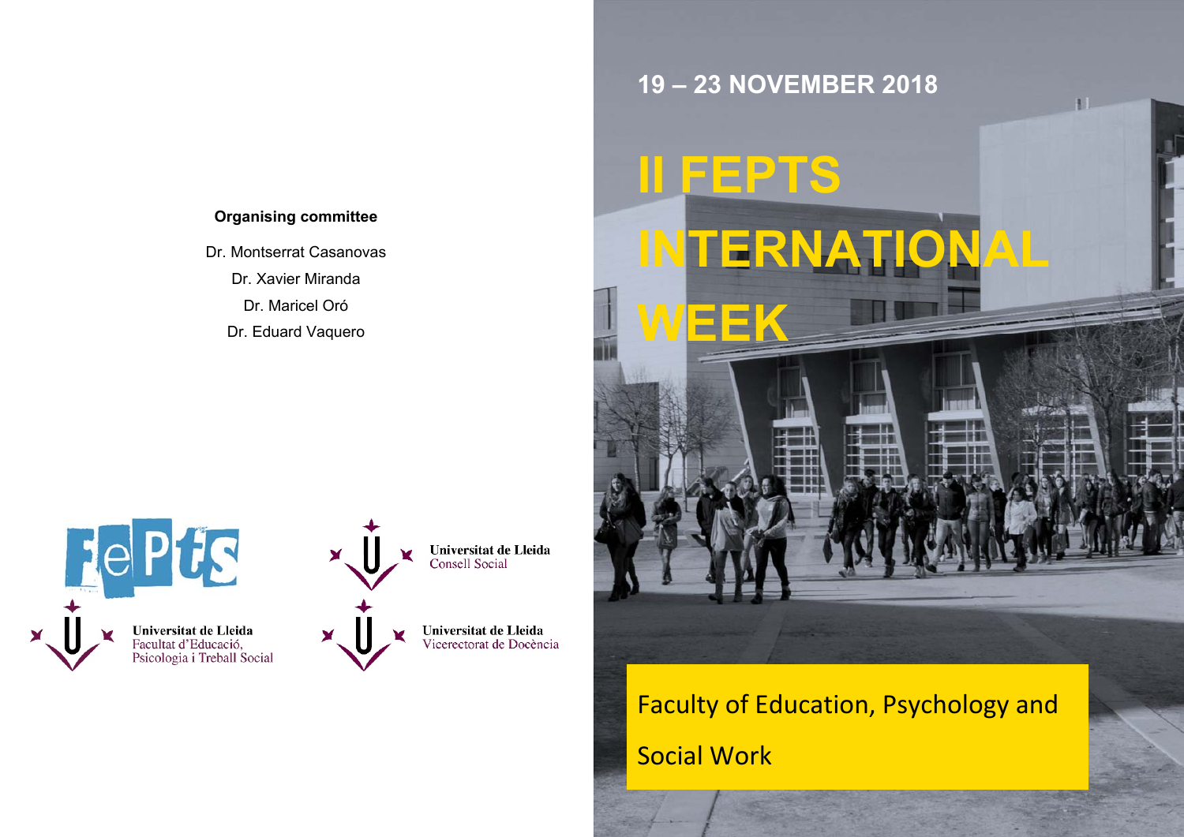**Organising committee**

Dr. Montserrat Casanovas

Dr. Xavier Miranda

Dr. Maricel Oró

Dr. Eduard Vaquero

FePts

Universitat de Lleida
Consell Social

Universitat de Lleida
Facultat d'Educació,
Psicologia i Treball Social

Universitat de Lleida
Vicerectorat de Docència

19 – 23 NOVEMBER 2018

# II FEPTS INTERNATIONAL WEEK

Faculty of Education, Psychology and Social Work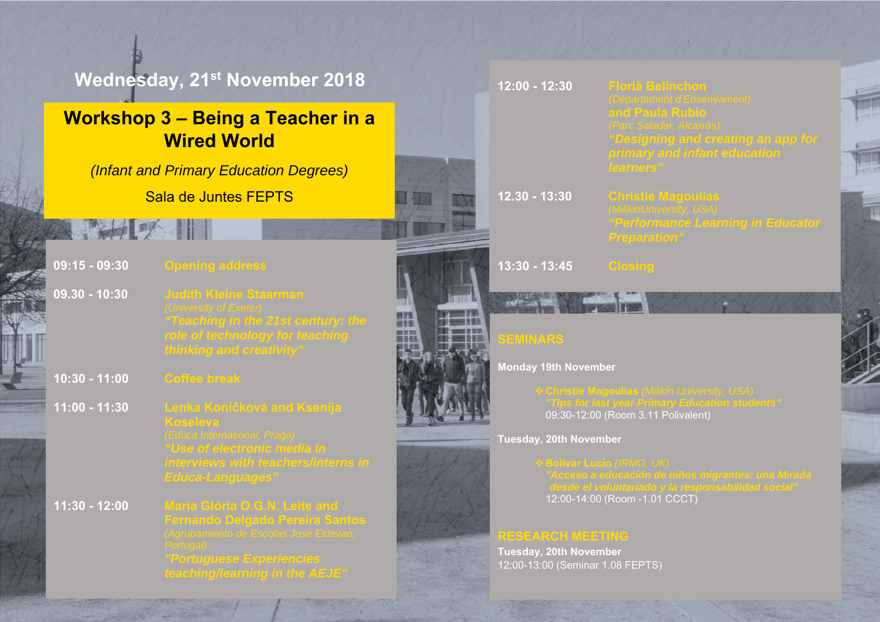# Wednesday, 21st November 2018

## Workshop 3 – Being a Teacher in a Wired World

*(Infant and Primary Education Degrees)*

Sala de Juntes FEPTS

**09:15 - 09:30** **Opening address**

**09.30 - 10:30** **Judith Kleine Staarman**
*(University of Exeter)*
***"Teaching in the 21st century: the role of technology for teaching thinking and creativity"***

**10:30 - 11:00** **Coffee break**

**11:00 - 11:30** **Lenka Koníčková and Ksenija Koseleva**
*(Educa International, Praga)*
***"Use of electronic media in interviews with teachers/interns in Educa-Languages"***

**11:30 - 12:00** **Maria Glória O.G.N. Leite and Fernando Delgado Pereira Santos**
*(Agrupamiento de Escolas José Estevao, Portugal)*
***"Portuguese Experiencies teaching/learning in the AEJE"***

**12:00 - 12:30** **Florià Belinchon**
*(Departament d'Ensenyament)*
**and Paula Rubio**
*(Parc Saladar, Alcarràs)*
***"Designing and creating an app for primary and infant education learners"***

**12.30 - 13:30** **Christie Magoulias**
*(MilikinUniversity, USA)*
***"Performance Learning in Educator Preparation"***

**13:30 - 13:45** **Closing**

## SEMINARS

**Monday 19th November**

- **Christie Magoulias** *(Milikin University, USA)*
  ***"Tips for last year Primary Education students"***
  09:30-12:00 (Room 3.11 Polivalent)

**Tuesday, 20th November**

- **Bolivar Lucio** *(IRMO, UK)*
  ***"Acceso a educación de niños migrantes: una Mirada desde el voluntariado y la responsabilidad social"***
  12:00-14:00 (Room -1.01 CCCT)

## RESEARCH MEETING

**Tuesday, 20th November**

12:00-13:00 (Seminar 1.08 FEPTS)